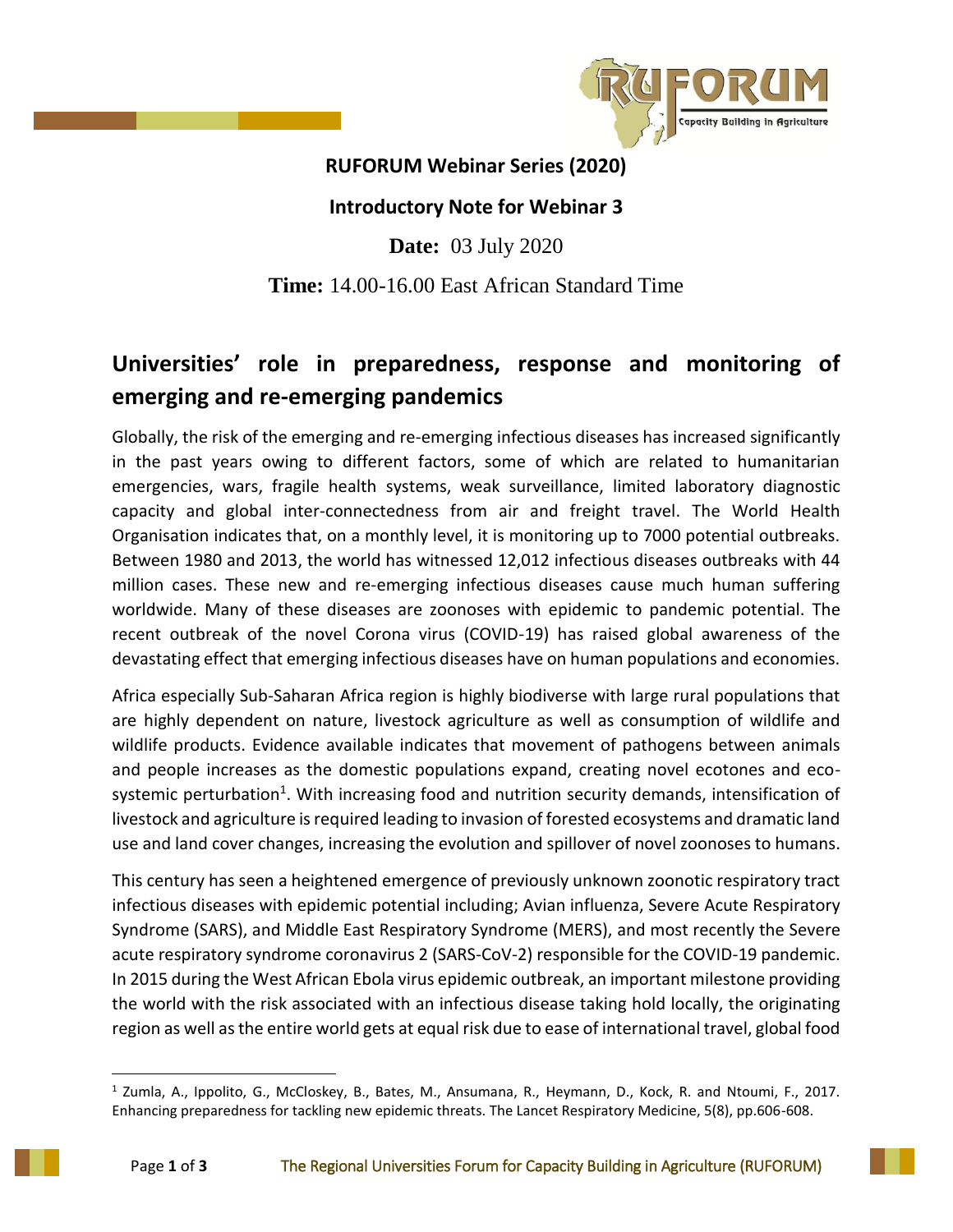**RUFORUM Webinar Series (2020)**

**Introductory Note for Webinar 3**

**Date:** 03 July 2020

**Time:** 14.00-16.00 East African Standard Time

# Universities' role in preparedness, response and monitoring of emerging and re-emerging pandemics

Globally, the risk of the emerging and re-emerging infectious diseases has increased significantly in the past years owing to different factors, some of which are related to humanitarian emergencies, wars, fragile health systems, weak surveillance, limited laboratory diagnostic capacity and global inter-connectedness from air and freight travel. The World Health Organisation indicates that, on a monthly level, it is monitoring up to 7000 potential outbreaks. Between 1980 and 2013, the world has witnessed 12,012 infectious diseases outbreaks with 44 million cases. These new and re-emerging infectious diseases cause much human suffering worldwide. Many of these diseases are zoonoses with epidemic to pandemic potential. The recent outbreak of the novel Corona virus (COVID-19) has raised global awareness of the devastating effect that emerging infectious diseases have on human populations and economies.

Africa especially Sub-Saharan Africa region is highly biodiverse with large rural populations that are highly dependent on nature, livestock agriculture as well as consumption of wildlife and wildlife products. Evidence available indicates that movement of pathogens between animals and people increases as the domestic populations expand, creating novel ecotones and eco-systemic perturbation[1]. With increasing food and nutrition security demands, intensification of livestock and agriculture is required leading to invasion of forested ecosystems and dramatic land use and land cover changes, increasing the evolution and spillover of novel zoonoses to humans.

This century has seen a heightened emergence of previously unknown zoonotic respiratory tract infectious diseases with epidemic potential including; Avian influenza, Severe Acute Respiratory Syndrome (SARS), and Middle East Respiratory Syndrome (MERS), and most recently the Severe acute respiratory syndrome coronavirus 2 (SARS-CoV-2) responsible for the COVID-19 pandemic. In 2015 during the West African Ebola virus epidemic outbreak, an important milestone providing the world with the risk associated with an infectious disease taking hold locally, the originating region as well as the entire world gets at equal risk due to ease of international travel, global food

[1] Zumla, A., Ippolito, G., McCloskey, B., Bates, M., Ansumana, R., Heymann, D., Kock, R. and Ntoumi, F., 2017. Enhancing preparedness for tackling new epidemic threats. The Lancet Respiratory Medicine, 5(8), pp.606-608.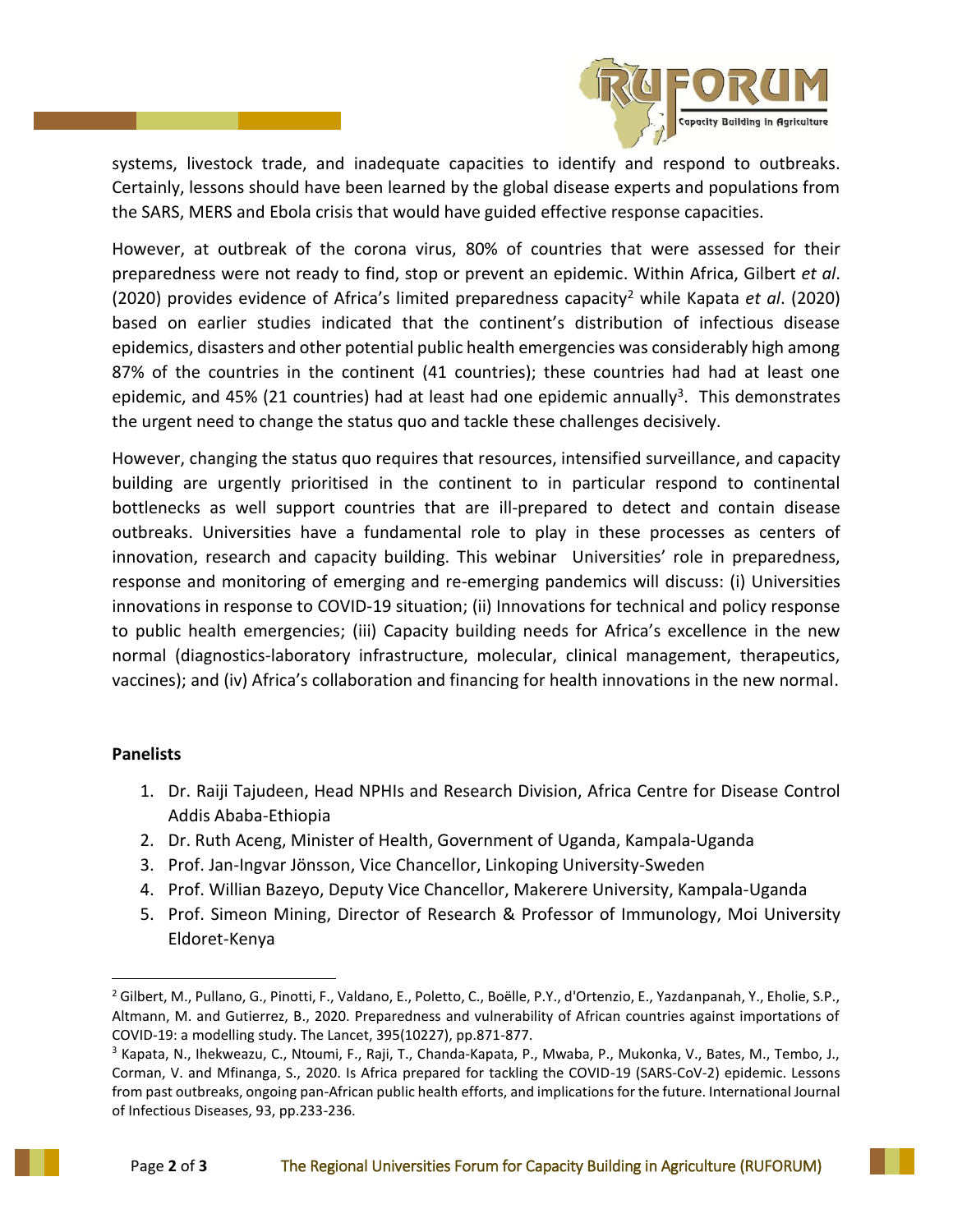systems, livestock trade, and inadequate capacities to identify and respond to outbreaks. Certainly, lessons should have been learned by the global disease experts and populations from the SARS, MERS and Ebola crisis that would have guided effective response capacities.

However, at outbreak of the corona virus, 80% of countries that were assessed for their preparedness were not ready to find, stop or prevent an epidemic. Within Africa, Gilbert *et al*. (2020) provides evidence of Africa's limited preparedness capacity[2] while Kapata *et al*. (2020) based on earlier studies indicated that the continent's distribution of infectious disease epidemics, disasters and other potential public health emergencies was considerably high among 87% of the countries in the continent (41 countries); these countries had had at least one epidemic, and 45% (21 countries) had at least had one epidemic annually[3]. This demonstrates the urgent need to change the status quo and tackle these challenges decisively.

However, changing the status quo requires that resources, intensified surveillance, and capacity building are urgently prioritised in the continent to in particular respond to continental bottlenecks as well support countries that are ill-prepared to detect and contain disease outbreaks. Universities have a fundamental role to play in these processes as centers of innovation, research and capacity building. This webinar Universities' role in preparedness, response and monitoring of emerging and re-emerging pandemics will discuss: (i) Universities innovations in response to COVID-19 situation; (ii) Innovations for technical and policy response to public health emergencies; (iii) Capacity building needs for Africa's excellence in the new normal (diagnostics-laboratory infrastructure, molecular, clinical management, therapeutics, vaccines); and (iv) Africa's collaboration and financing for health innovations in the new normal.

**Panelists**

1. Dr. Raiji Tajudeen, Head NPHIs and Research Division, Africa Centre for Disease Control Addis Ababa-Ethiopia
2. Dr. Ruth Aceng, Minister of Health, Government of Uganda, Kampala-Uganda
3. Prof. Jan-Ingvar Jönsson, Vice Chancellor, Linkoping University-Sweden
4. Prof. Willian Bazeyo, Deputy Vice Chancellor, Makerere University, Kampala-Uganda
5. Prof. Simeon Mining, Director of Research & Professor of Immunology, Moi University Eldoret-Kenya

[2] Gilbert, M., Pullano, G., Pinotti, F., Valdano, E., Poletto, C., Boëlle, P.Y., d'Ortenzio, E., Yazdanpanah, Y., Eholie, S.P., Altmann, M. and Gutierrez, B., 2020. Preparedness and vulnerability of African countries against importations of COVID-19: a modelling study. The Lancet, 395(10227), pp.871-877.

[3] Kapata, N., Ihekweazu, C., Ntoumi, F., Raji, T., Chanda-Kapata, P., Mwaba, P., Mukonka, V., Bates, M., Tembo, J., Corman, V. and Mfinanga, S., 2020. Is Africa prepared for tackling the COVID-19 (SARS-CoV-2) epidemic. Lessons from past outbreaks, ongoing pan-African public health efforts, and implications for the future. International Journal of Infectious Diseases, 93, pp.233-236.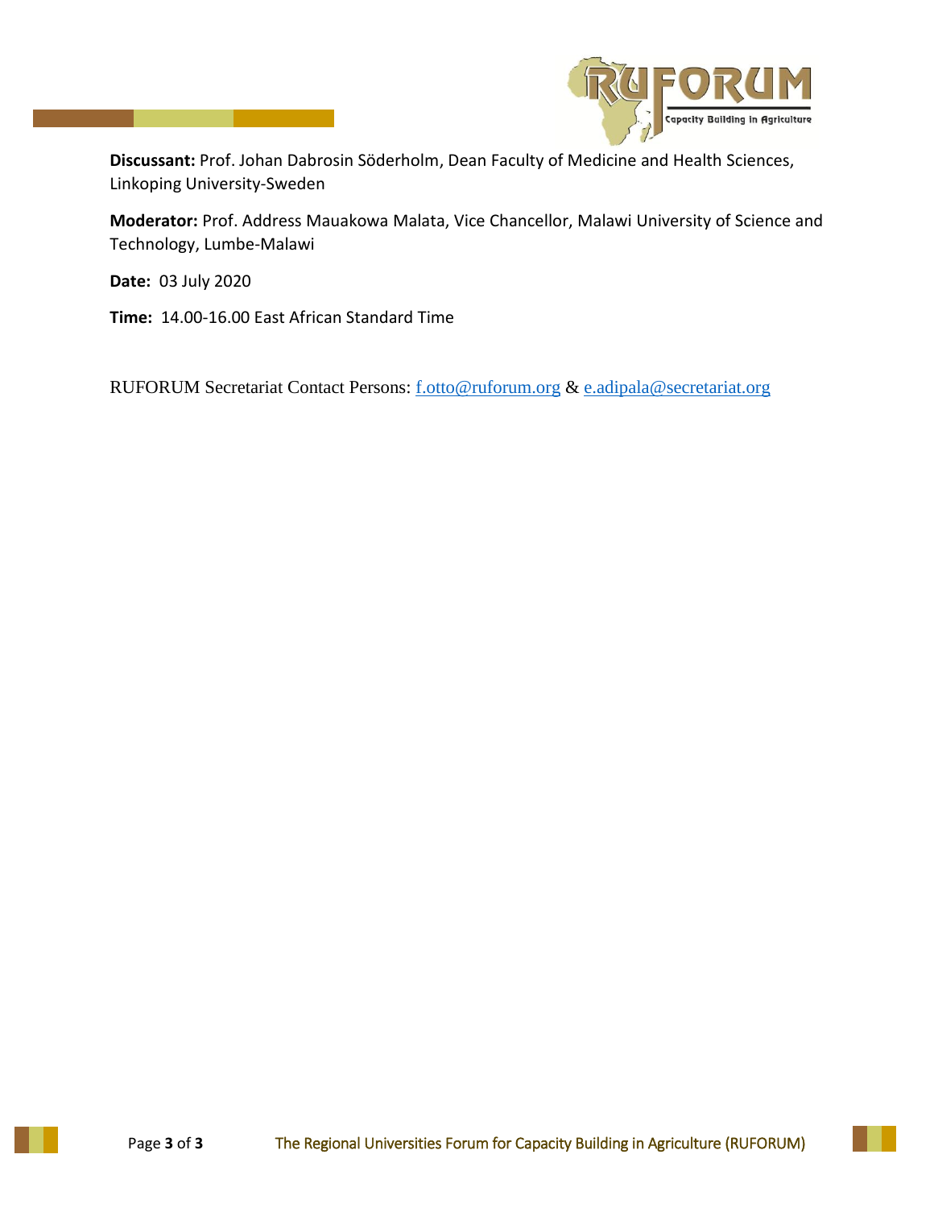**Discussant:** Prof. Johan Dabrosin Söderholm, Dean Faculty of Medicine and Health Sciences, Linkoping University-Sweden

**Moderator:** Prof. Address Mauakowa Malata, Vice Chancellor, Malawi University of Science and Technology, Lumbe-Malawi

**Date:** 03 July 2020

**Time:** 14.00-16.00 East African Standard Time

RUFORUM Secretariat Contact Persons: f.otto@ruforum.org & e.adipala@secretariat.org